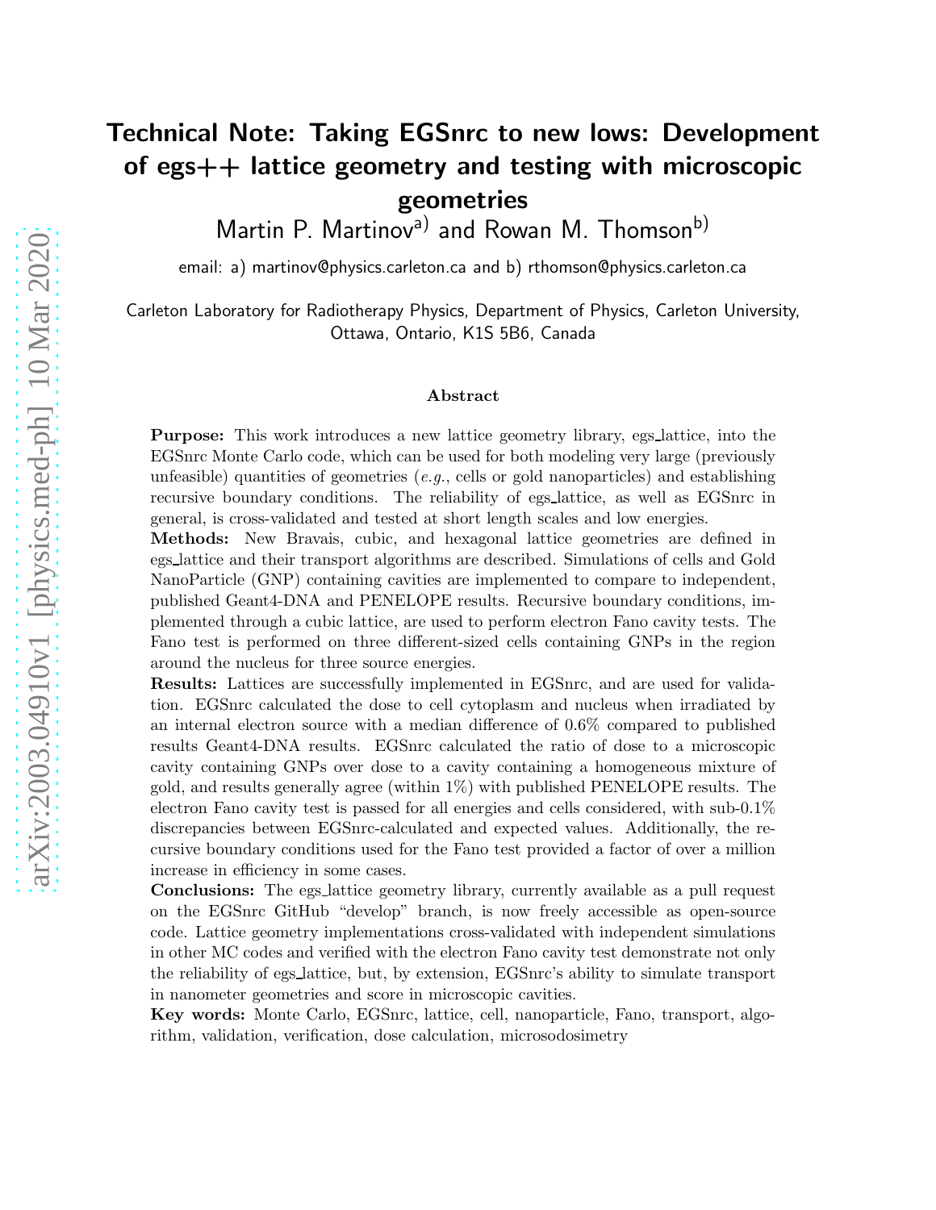# Technical Note: Taking EGSnrc to new lows: Development of egs++ lattice geometry and testing with microscopic geometries

Martin P. Martinov[a] and Rowan M. Thomson[b]

email: a) martinov@physics.carleton.ca and b) rthomson@physics.carleton.ca

Carleton Laboratory for Radiotherapy Physics, Department of Physics, Carleton University, Ottawa, Ontario, K1S 5B6, Canada

## Abstract

**Purpose:** This work introduces a new lattice geometry library, egs_lattice, into the EGSnrc Monte Carlo code, which can be used for both modeling very large (previously unfeasible) quantities of geometries (*e.g.*, cells or gold nanoparticles) and establishing recursive boundary conditions. The reliability of egs_lattice, as well as EGSnrc in general, is cross-validated and tested at short length scales and low energies.

**Methods:** New Bravais, cubic, and hexagonal lattice geometries are defined in egs_lattice and their transport algorithms are described. Simulations of cells and Gold NanoParticle (GNP) containing cavities are implemented to compare to independent, published Geant4-DNA and PENELOPE results. Recursive boundary conditions, implemented through a cubic lattice, are used to perform electron Fano cavity tests. The Fano test is performed on three different-sized cells containing GNPs in the region around the nucleus for three source energies.

**Results:** Lattices are successfully implemented in EGSnrc, and are used for validation. EGSnrc calculated the dose to cell cytoplasm and nucleus when irradiated by an internal electron source with a median difference of 0.6% compared to published results Geant4-DNA results. EGSnrc calculated the ratio of dose to a microscopic cavity containing GNPs over dose to a cavity containing a homogeneous mixture of gold, and results generally agree (within 1%) with published PENELOPE results. The electron Fano cavity test is passed for all energies and cells considered, with sub-0.1% discrepancies between EGSnrc-calculated and expected values. Additionally, the recursive boundary conditions used for the Fano test provided a factor of over a million increase in efficiency in some cases.

**Conclusions:** The egs_lattice geometry library, currently available as a pull request on the EGSnrc GitHub "develop" branch, is now freely accessible as open-source code. Lattice geometry implementations cross-validated with independent simulations in other MC codes and verified with the electron Fano cavity test demonstrate not only the reliability of egs_lattice, but, by extension, EGSnrc's ability to simulate transport in nanometer geometries and score in microscopic cavities.

**Key words:** Monte Carlo, EGSnrc, lattice, cell, nanoparticle, Fano, transport, algorithm, validation, verification, dose calculation, microsodosimetry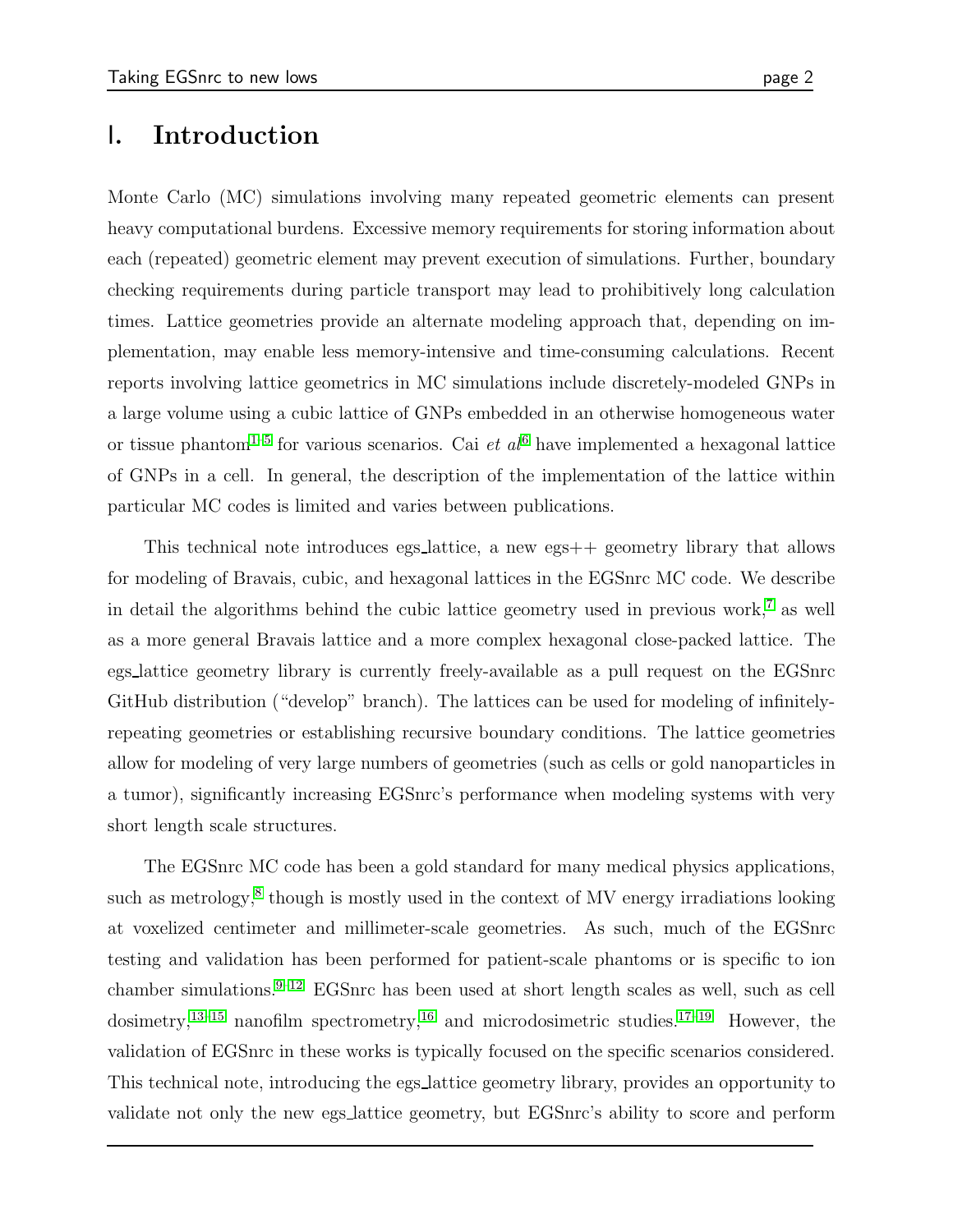# I. Introduction

Monte Carlo (MC) simulations involving many repeated geometric elements can present heavy computational burdens. Excessive memory requirements for storing information about each (repeated) geometric element may prevent execution of simulations. Further, boundary checking requirements during particle transport may lead to prohibitively long calculation times. Lattice geometries provide an alternate modeling approach that, depending on implementation, may enable less memory-intensive and time-consuming calculations. Recent reports involving lattice geometrics in MC simulations include discretely-modeled GNPs in a large volume using a cubic lattice of GNPs embedded in an otherwise homogeneous water or tissue phantom[1–5] for various scenarios. Cai *et al*[6] have implemented a hexagonal lattice of GNPs in a cell. In general, the description of the implementation of the lattice within particular MC codes is limited and varies between publications.

This technical note introduces egs_lattice, a new egs++ geometry library that allows for modeling of Bravais, cubic, and hexagonal lattices in the EGSnrc MC code. We describe in detail the algorithms behind the cubic lattice geometry used in previous work,[7] as well as a more general Bravais lattice and a more complex hexagonal close-packed lattice. The egs_lattice geometry library is currently freely-available as a pull request on the EGSnrc GitHub distribution ("develop" branch). The lattices can be used for modeling of infinitely-repeating geometries or establishing recursive boundary conditions. The lattice geometries allow for modeling of very large numbers of geometries (such as cells or gold nanoparticles in a tumor), significantly increasing EGSnrc's performance when modeling systems with very short length scale structures.

The EGSnrc MC code has been a gold standard for many medical physics applications, such as metrology,[8] though is mostly used in the context of MV energy irradiations looking at voxelized centimeter and millimeter-scale geometries. As such, much of the EGSnrc testing and validation has been performed for patient-scale phantoms or is specific to ion chamber simulations.[9–12] EGSnrc has been used at short length scales as well, such as cell dosimetry,[13–15] nanofilm spectrometry,[16] and microdosimetric studies.[17–19] However, the validation of EGSnrc in these works is typically focused on the specific scenarios considered. This technical note, introducing the egs_lattice geometry library, provides an opportunity to validate not only the new egs_lattice geometry, but EGSnrc's ability to score and perform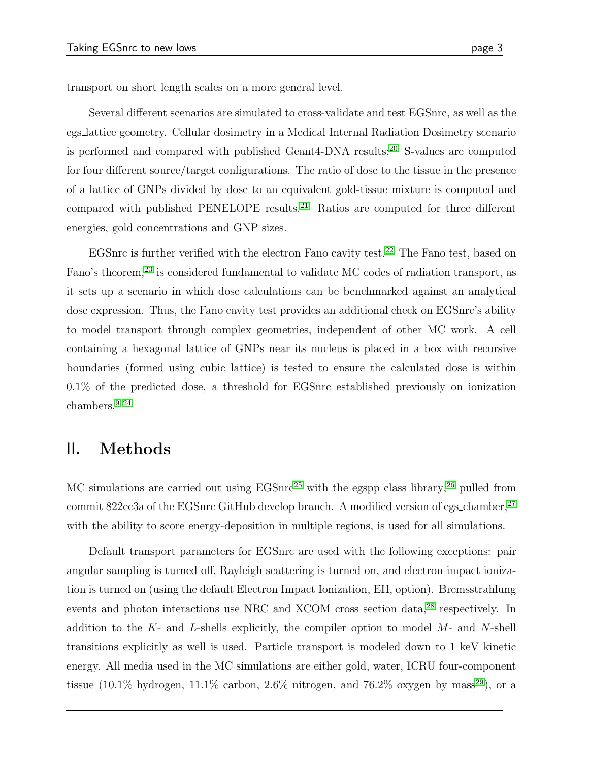transport on short length scales on a more general level.

Several different scenarios are simulated to cross-validate and test EGSnrc, as well as the egs_lattice geometry. Cellular dosimetry in a Medical Internal Radiation Dosimetry scenario is performed and compared with published Geant4-DNA results.[20] S-values are computed for four different source/target configurations. The ratio of dose to the tissue in the presence of a lattice of GNPs divided by dose to an equivalent gold-tissue mixture is computed and compared with published PENELOPE results.[21] Ratios are computed for three different energies, gold concentrations and GNP sizes.

EGSnrc is further verified with the electron Fano cavity test.[22] The Fano test, based on Fano's theorem,[23] is considered fundamental to validate MC codes of radiation transport, as it sets up a scenario in which dose calculations can be benchmarked against an analytical dose expression. Thus, the Fano cavity test provides an additional check on EGSnrc's ability to model transport through complex geometries, independent of other MC work. A cell containing a hexagonal lattice of GNPs near its nucleus is placed in a box with recursive boundaries (formed using cubic lattice) is tested to ensure the calculated dose is within 0.1% of the predicted dose, a threshold for EGSnrc established previously on ionization chambers.[9,24]

## II. Methods

MC simulations are carried out using EGSnrc[25] with the egspp class library,[26] pulled from commit 822ec3a of the EGSnrc GitHub develop branch. A modified version of egs_chamber,[27] with the ability to score energy-deposition in multiple regions, is used for all simulations.

Default transport parameters for EGSnrc are used with the following exceptions: pair angular sampling is turned off, Rayleigh scattering is turned on, and electron impact ionization is turned on (using the default Electron Impact Ionization, EII, option). Bremsstrahlung events and photon interactions use NRC and XCOM cross section data,[28] respectively. In addition to the $K$- and $L$-shells explicitly, the compiler option to model $M$- and $N$-shell transitions explicitly as well is used. Particle transport is modeled down to 1 keV kinetic energy. All media used in the MC simulations are either gold, water, ICRU four-component tissue (10.1% hydrogen, 11.1% carbon, 2.6% nitrogen, and 76.2% oxygen by mass[29]), or a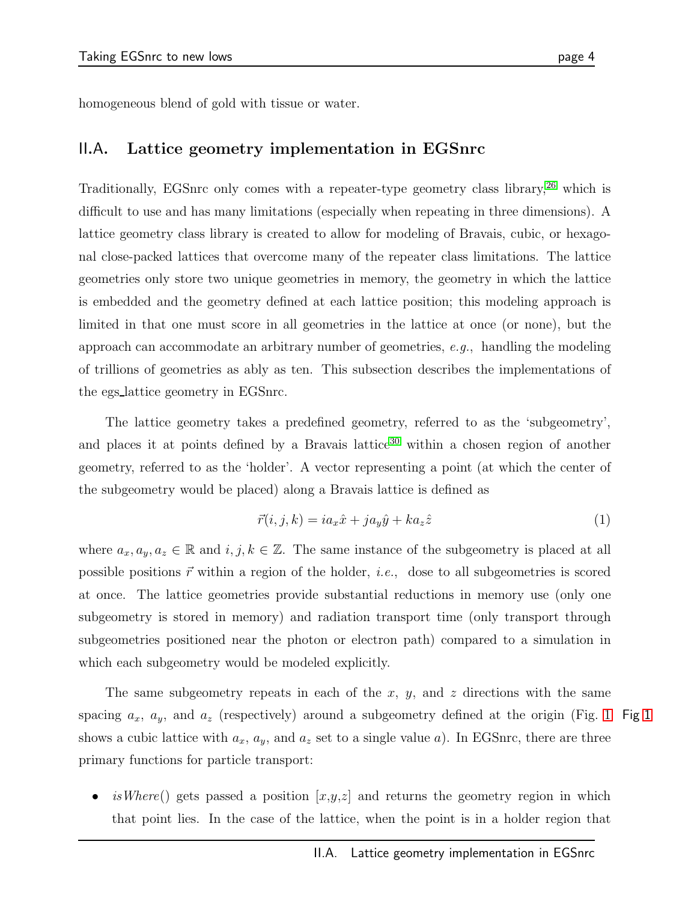homogeneous blend of gold with tissue or water.

## II.A. Lattice geometry implementation in EGSnrc

Traditionally, EGSnrc only comes with a repeater-type geometry class library,[26] which is difficult to use and has many limitations (especially when repeating in three dimensions). A lattice geometry class library is created to allow for modeling of Bravais, cubic, or hexagonal close-packed lattices that overcome many of the repeater class limitations. The lattice geometries only store two unique geometries in memory, the geometry in which the lattice is embedded and the geometry defined at each lattice position; this modeling approach is limited in that one must score in all geometries in the lattice at once (or none), but the approach can accommodate an arbitrary number of geometries, *e.g.*, handling the modeling of trillions of geometries as ably as ten. This subsection describes the implementations of the egs_lattice geometry in EGSnrc.

The lattice geometry takes a predefined geometry, referred to as the 'subgeometry', and places it at points defined by a Bravais lattice[30] within a chosen region of another geometry, referred to as the 'holder'. A vector representing a point (at which the center of the subgeometry would be placed) along a Bravais lattice is defined as

$$\vec{r}(i,j,k) = i a_x \hat{x} + j a_y \hat{y} + k a_z \hat{z} \tag{1}$$

where $a_x, a_y, a_z \in \mathbb{R}$ and $i, j, k \in \mathbb{Z}$. The same instance of the subgeometry is placed at all possible positions $\vec{r}$ within a region of the holder, *i.e.*, dose to all subgeometries is scored at once. The lattice geometries provide substantial reductions in memory use (only one subgeometry is stored in memory) and radiation transport time (only transport through subgeometries positioned near the photon or electron path) compared to a simulation in which each subgeometry would be modeled explicitly.

The same subgeometry repeats in each of the $x$, $y$, and $z$ directions with the same spacing $a_x$, $a_y$, and $a_z$ (respectively) around a subgeometry defined at the origin (Fig. 1 shows a cubic lattice with $a_x$, $a_y$, and $a_z$ set to a single value $a$). In EGSnrc, there are three primary functions for particle transport:

- *isWhere*() gets passed a position [*x*,*y*,*z*] and returns the geometry region in which that point lies. In the case of the lattice, when the point is in a holder region that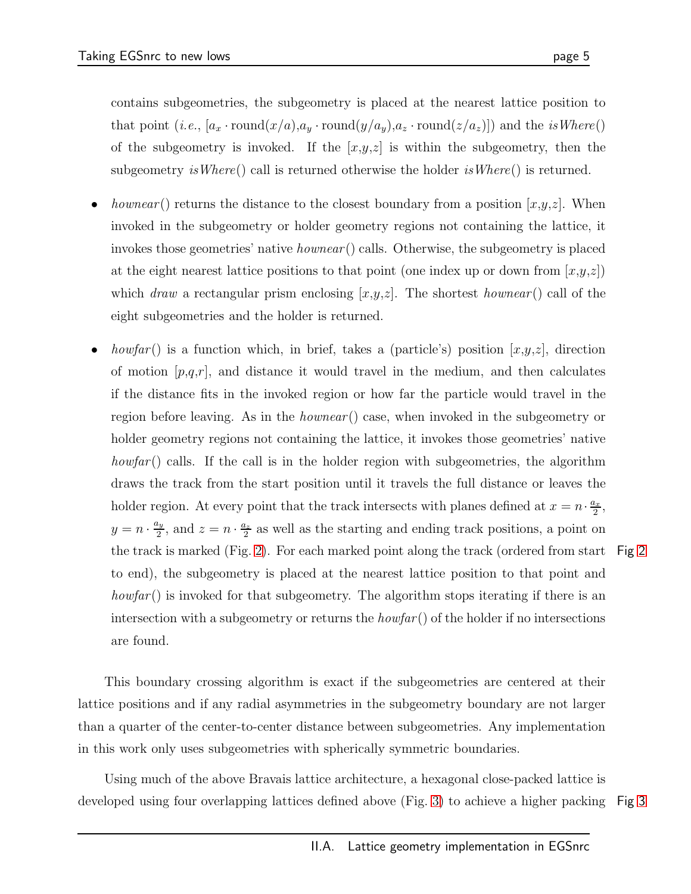contains subgeometries, the subgeometry is placed at the nearest lattice position to that point (*i.e.*, $[a_x \cdot \text{round}(x/a), a_y \cdot \text{round}(y/a_y), a_z \cdot \text{round}(z/a_z)]$) and the *isWhere*() of the subgeometry is invoked. If the $[x,y,z]$ is within the subgeometry, then the subgeometry *isWhere*() call is returned otherwise the holder *isWhere*() is returned.

- *hownear*() returns the distance to the closest boundary from a position $[x,y,z]$. When invoked in the subgeometry or holder geometry regions not containing the lattice, it invokes those geometries' native *hownear*() calls. Otherwise, the subgeometry is placed at the eight nearest lattice positions to that point (one index up or down from $[x,y,z]$) which *draw* a rectangular prism enclosing $[x,y,z]$. The shortest *hownear*() call of the eight subgeometries and the holder is returned.

- *howfar*() is a function which, in brief, takes a (particle's) position $[x,y,z]$, direction of motion $[p,q,r]$, and distance it would travel in the medium, and then calculates if the distance fits in the invoked region or how far the particle would travel in the region before leaving. As in the *hownear*() case, when invoked in the subgeometry or holder geometry regions not containing the lattice, it invokes those geometries' native *howfar*() calls. If the call is in the holder region with subgeometries, the algorithm draws the track from the start position until it travels the full distance or leaves the holder region. At every point that the track intersects with planes defined at $x = n \cdot \frac{a_x}{2}$, $y = n \cdot \frac{a_y}{2}$, and $z = n \cdot \frac{a_z}{2}$ as well as the starting and ending track positions, a point on the track is marked (Fig. 2). For each marked point along the track (ordered from start to end), the subgeometry is placed at the nearest lattice position to that point and *howfar*() is invoked for that subgeometry. The algorithm stops iterating if there is an intersection with a subgeometry or returns the *howfar*() of the holder if no intersections are found.

This boundary crossing algorithm is exact if the subgeometries are centered at their lattice positions and if any radial asymmetries in the subgeometry boundary are not larger than a quarter of the center-to-center distance between subgeometries. Any implementation in this work only uses subgeometries with spherically symmetric boundaries.

Using much of the above Bravais lattice architecture, a hexagonal close-packed lattice is developed using four overlapping lattices defined above (Fig. 3) to achieve a higher packing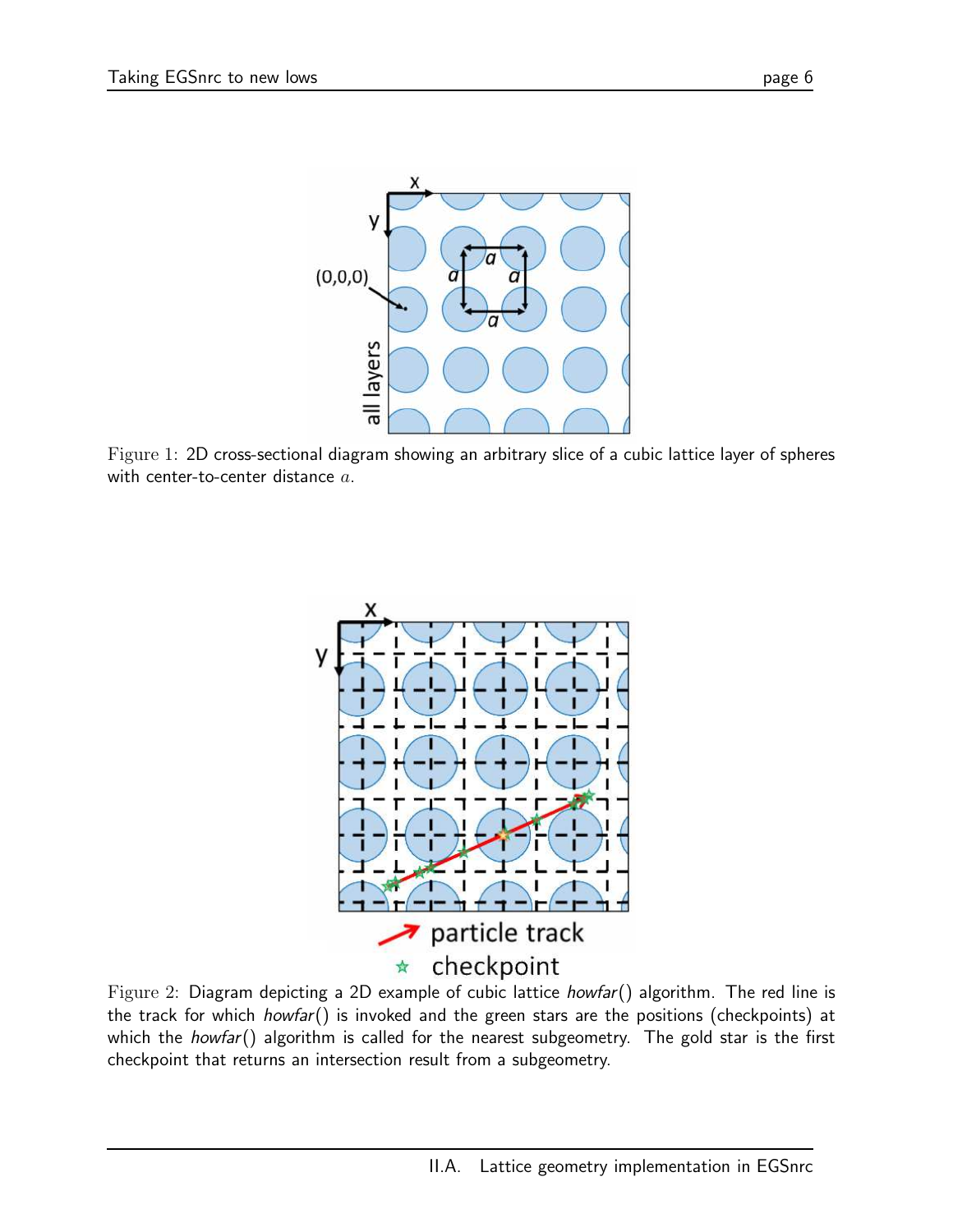Figure 1: 2D cross-sectional diagram showing an arbitrary slice of a cubic lattice layer of spheres with center-to-center distance $a$.

Figure 2: Diagram depicting a 2D example of cubic lattice *howfar*() algorithm. The red line is the track for which *howfar*() is invoked and the green stars are the positions (checkpoints) at which the *howfar*() algorithm is called for the nearest subgeometry. The gold star is the first checkpoint that returns an intersection result from a subgeometry.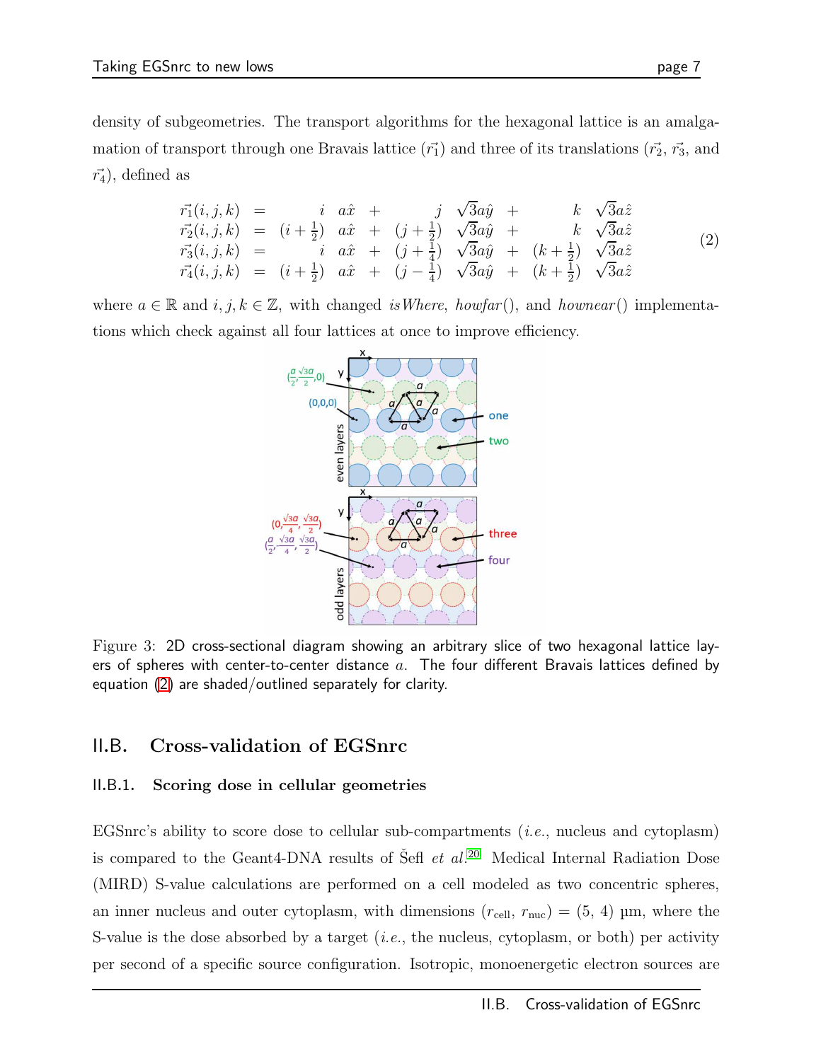density of subgeometries. The transport algorithms for the hexagonal lattice is an amalgamation of transport through one Bravais lattice ($\vec{r_1}$) and three of its translations ($\vec{r_2}$, $\vec{r_3}$, and $\vec{r_4}$), defined as

$$
\begin{aligned}
\vec{r_1}(i,j,k) &= i \; a\hat{x} + j \; \sqrt{3}a\hat{y} + k \; \sqrt{3}a\hat{z} \\
\vec{r_2}(i,j,k) &= (i+\tfrac{1}{2}) \; a\hat{x} + (j+\tfrac{1}{2}) \; \sqrt{3}a\hat{y} + k \; \sqrt{3}a\hat{z} \\
\vec{r_3}(i,j,k) &= i \; a\hat{x} + (j+\tfrac{1}{4}) \; \sqrt{3}a\hat{y} + (k+\tfrac{1}{2}) \; \sqrt{3}a\hat{z} \\
\vec{r_4}(i,j,k) &= (i+\tfrac{1}{2}) \; a\hat{x} + (j-\tfrac{1}{4}) \; \sqrt{3}a\hat{y} + (k+\tfrac{1}{2}) \; \sqrt{3}a\hat{z}
\end{aligned}
\tag{2}
$$

where $a \in \mathbb{R}$ and $i, j, k \in \mathbb{Z}$, with changed *isWhere*, *howfar*(), and *hownear*() implementations which check against all four lattices at once to improve efficiency.

Figure 3: 2D cross-sectional diagram showing an arbitrary slice of two hexagonal lattice layers of spheres with center-to-center distance $a$. The four different Bravais lattices defined by equation (2) are shaded/outlined separately for clarity.

## II.B. Cross-validation of EGSnrc

### II.B.1. Scoring dose in cellular geometries

EGSnrc's ability to score dose to cellular sub-compartments (*i.e.*, nucleus and cytoplasm) is compared to the Geant4-DNA results of Šefl *et al.*[20] Medical Internal Radiation Dose (MIRD) S-value calculations are performed on a cell modeled as two concentric spheres, an inner nucleus and outer cytoplasm, with dimensions ($r_{\text{cell}}$, $r_{\text{nuc}}$) = (5, 4) µm, where the S-value is the dose absorbed by a target (*i.e.*, the nucleus, cytoplasm, or both) per activity per second of a specific source configuration. Isotropic, monoenergetic electron sources are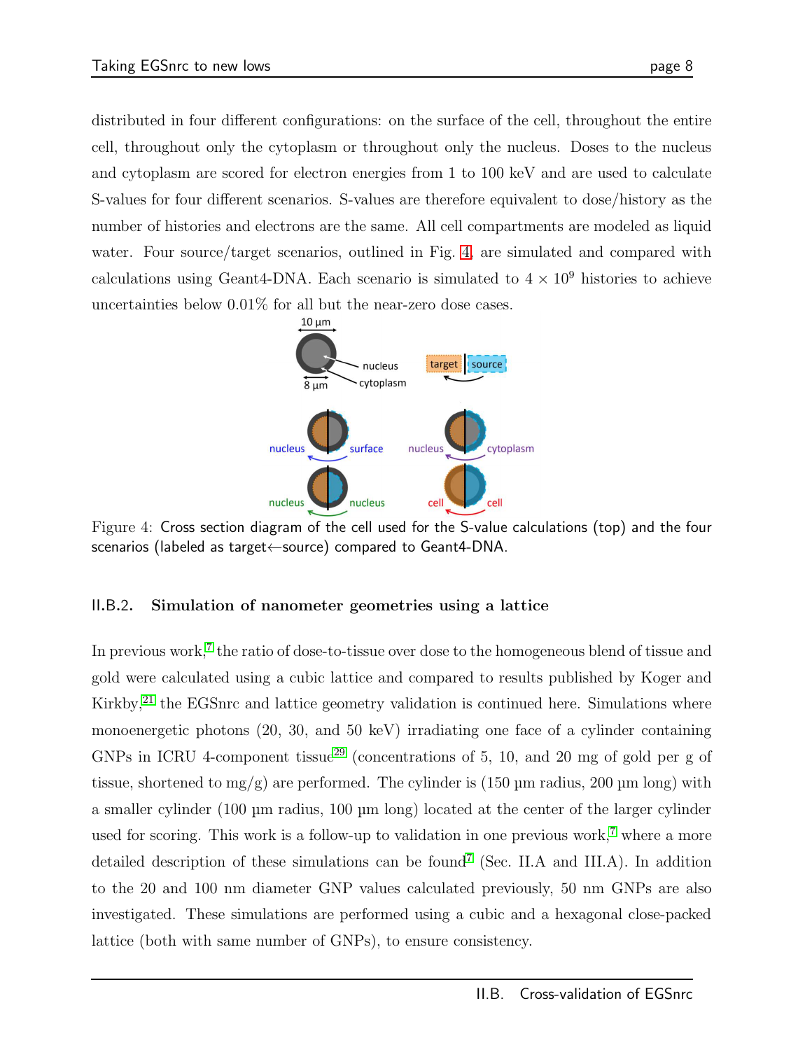distributed in four different configurations: on the surface of the cell, throughout the entire cell, throughout only the cytoplasm or throughout only the nucleus. Doses to the nucleus and cytoplasm are scored for electron energies from 1 to 100 keV and are used to calculate S-values for four different scenarios. S-values are therefore equivalent to dose/history as the number of histories and electrons are the same. All cell compartments are modeled as liquid water. Four source/target scenarios, outlined in Fig. 4, are simulated and compared with calculations using Geant4-DNA. Each scenario is simulated to $4 \times 10^9$ histories to achieve uncertainties below 0.01% for all but the near-zero dose cases.

Figure 4: Cross section diagram of the cell used for the S-value calculations (top) and the four scenarios (labeled as target←source) compared to Geant4-DNA.

### II.B.2. Simulation of nanometer geometries using a lattice

In previous work,[7] the ratio of dose-to-tissue over dose to the homogeneous blend of tissue and gold were calculated using a cubic lattice and compared to results published by Koger and Kirkby,[21] the EGSnrc and lattice geometry validation is continued here. Simulations where monoenergetic photons (20, 30, and 50 keV) irradiating one face of a cylinder containing GNPs in ICRU 4-component tissue[29] (concentrations of 5, 10, and 20 mg of gold per g of tissue, shortened to mg/g) are performed. The cylinder is (150 µm radius, 200 µm long) with a smaller cylinder (100 µm radius, 100 µm long) located at the center of the larger cylinder used for scoring. This work is a follow-up to validation in one previous work,[7] where a more detailed description of these simulations can be found[7] (Sec. II.A and III.A). In addition to the 20 and 100 nm diameter GNP values calculated previously, 50 nm GNPs are also investigated. These simulations are performed using a cubic and a hexagonal close-packed lattice (both with same number of GNPs), to ensure consistency.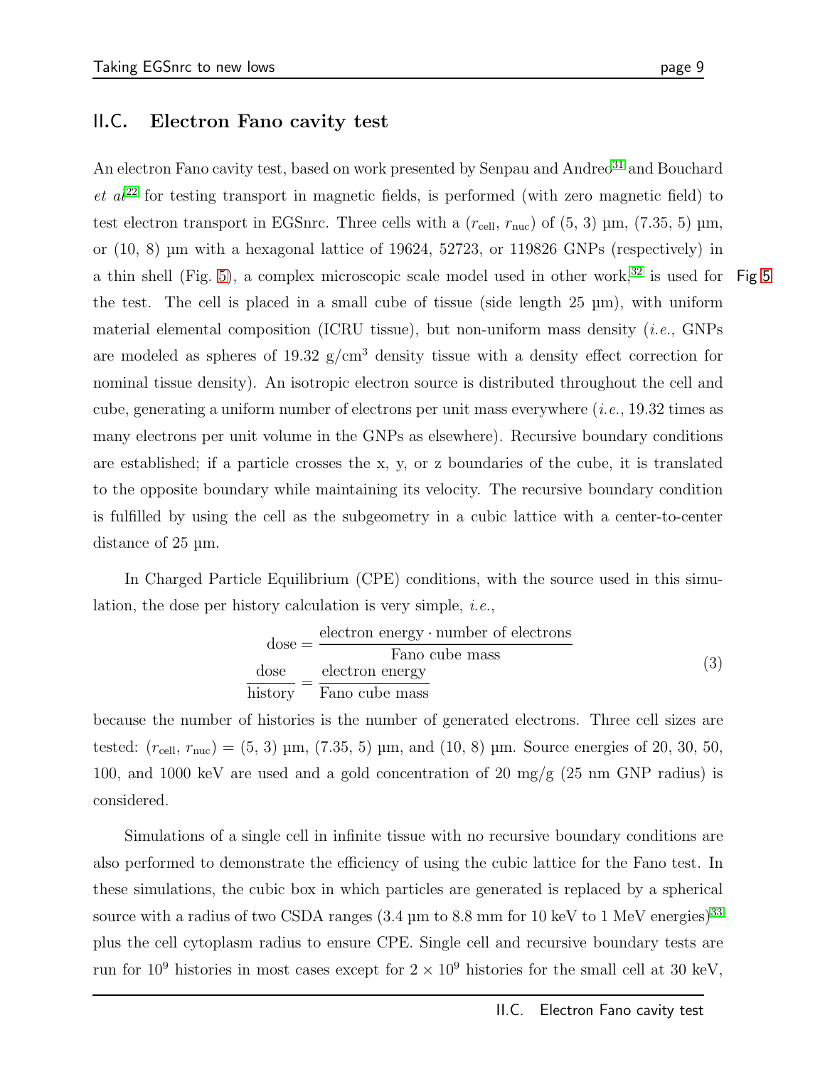## II.C. Electron Fano cavity test

An electron Fano cavity test, based on work presented by Senpau and Andreo[31] and Bouchard *et al*[22] for testing transport in magnetic fields, is performed (with zero magnetic field) to test electron transport in EGSnrc. Three cells with a ($r_{\text{cell}}$, $r_{\text{nuc}}$) of (5, 3) µm, (7.35, 5) µm, or (10, 8) µm with a hexagonal lattice of 19624, 52723, or 119826 GNPs (respectively) in a thin shell (Fig. 5), a complex microscopic scale model used in other work,[32] is used for the test. The cell is placed in a small cube of tissue (side length 25 µm), with uniform material elemental composition (ICRU tissue), but non-uniform mass density (*i.e.*, GNPs are modeled as spheres of 19.32 g/cm$^3$ density tissue with a density effect correction for nominal tissue density). An isotropic electron source is distributed throughout the cell and cube, generating a uniform number of electrons per unit mass everywhere (*i.e.*, 19.32 times as many electrons per unit volume in the GNPs as elsewhere). Recursive boundary conditions are established; if a particle crosses the x, y, or z boundaries of the cube, it is translated to the opposite boundary while maintaining its velocity. The recursive boundary condition is fulfilled by using the cell as the subgeometry in a cubic lattice with a center-to-center distance of 25 µm.

In Charged Particle Equilibrium (CPE) conditions, with the source used in this simulation, the dose per history calculation is very simple, *i.e.*,

$$
\begin{aligned}
\text{dose} &= \frac{\text{electron energy} \cdot \text{number of electrons}}{\text{Fano cube mass}} \\
\frac{\text{dose}}{\text{history}} &= \frac{\text{electron energy}}{\text{Fano cube mass}}
\end{aligned}
\tag{3}
$$

because the number of histories is the number of generated electrons. Three cell sizes are tested: ($r_{\text{cell}}$, $r_{\text{nuc}}$) = (5, 3) µm, (7.35, 5) µm, and (10, 8) µm. Source energies of 20, 30, 50, 100, and 1000 keV are used and a gold concentration of 20 mg/g (25 nm GNP radius) is considered.

Simulations of a single cell in infinite tissue with no recursive boundary conditions are also performed to demonstrate the efficiency of using the cubic lattice for the Fano test. In these simulations, the cubic box in which particles are generated is replaced by a spherical source with a radius of two CSDA ranges (3.4 µm to 8.8 mm for 10 keV to 1 MeV energies)[33] plus the cell cytoplasm radius to ensure CPE. Single cell and recursive boundary tests are run for $10^9$ histories in most cases except for $2 \times 10^9$ histories for the small cell at 30 keV,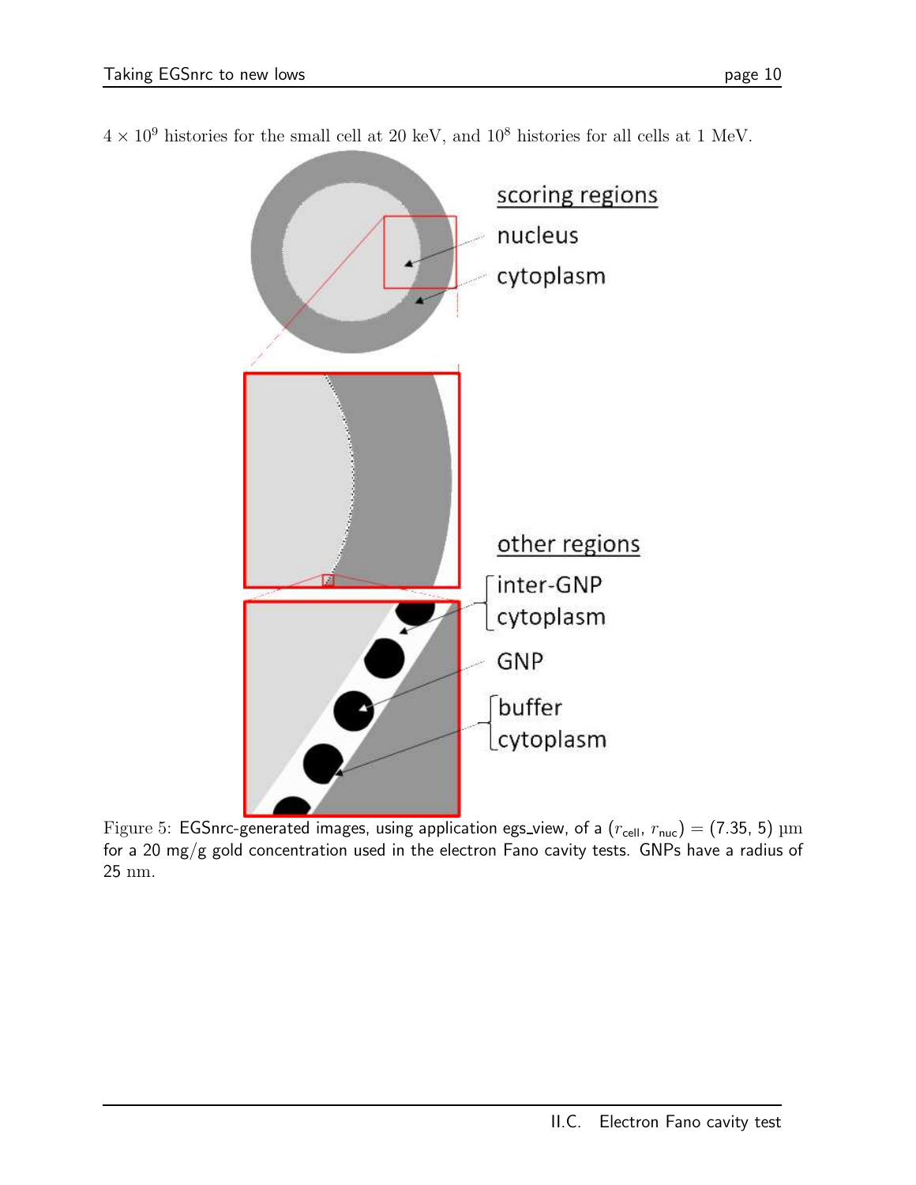$4 \times 10^9$ histories for the small cell at 20 keV, and $10^8$ histories for all cells at 1 MeV.

Figure 5: EGSnrc-generated images, using application egs_view, of a ($r_{\mathsf{cell}}$, $r_{\mathsf{nuc}}$) = (7.35, 5) µm for a 20 mg/g gold concentration used in the electron Fano cavity tests. GNPs have a radius of 25 nm.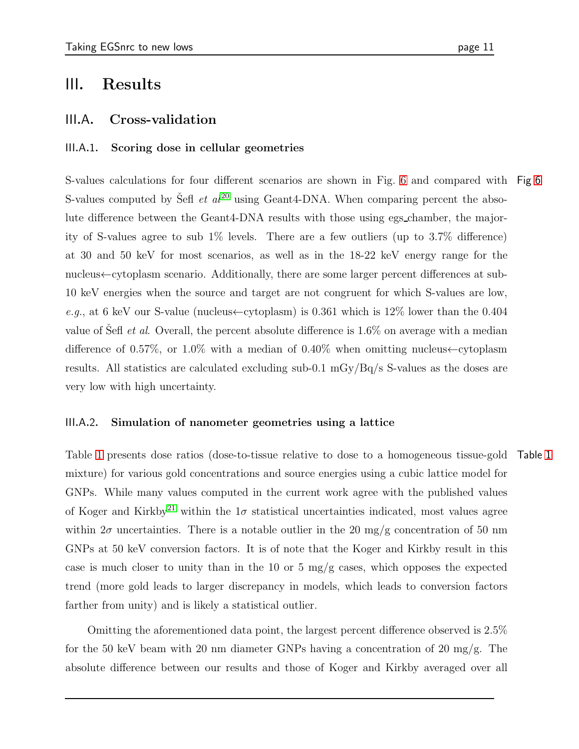# III. Results

## III.A. Cross-validation

### III.A.1. Scoring dose in cellular geometries

S-values calculations for four different scenarios are shown in Fig. 6 and compared with S-values computed by Šefl *et al*[20] using Geant4-DNA. When comparing percent the absolute difference between the Geant4-DNA results with those using egs_chamber, the majority of S-values agree to sub 1% levels. There are a few outliers (up to 3.7% difference) at 30 and 50 keV for most scenarios, as well as in the 18-22 keV energy range for the nucleus←cytoplasm scenario. Additionally, there are some larger percent differences at sub-10 keV energies when the source and target are not congruent for which S-values are low, *e.g.*, at 6 keV our S-value (nucleus←cytoplasm) is 0.361 which is 12% lower than the 0.404 value of Šefl *et al*. Overall, the percent absolute difference is 1.6% on average with a median difference of 0.57%, or 1.0% with a median of 0.40% when omitting nucleus←cytoplasm results. All statistics are calculated excluding sub-0.1 mGy/Bq/s S-values as the doses are very low with high uncertainty.

### III.A.2. Simulation of nanometer geometries using a lattice

Table 1 presents dose ratios (dose-to-tissue relative to dose to a homogeneous tissue-gold mixture) for various gold concentrations and source energies using a cubic lattice model for GNPs. While many values computed in the current work agree with the published values of Koger and Kirkby[21] within the $1\sigma$ statistical uncertainties indicated, most values agree within $2\sigma$ uncertainties. There is a notable outlier in the 20 mg/g concentration of 50 nm GNPs at 50 keV conversion factors. It is of note that the Koger and Kirkby result in this case is much closer to unity than in the 10 or 5 mg/g cases, which opposes the expected trend (more gold leads to larger discrepancy in models, which leads to conversion factors farther from unity) and is likely a statistical outlier.

Omitting the aforementioned data point, the largest percent difference observed is 2.5% for the 50 keV beam with 20 nm diameter GNPs having a concentration of 20 mg/g. The absolute difference between our results and those of Koger and Kirkby averaged over all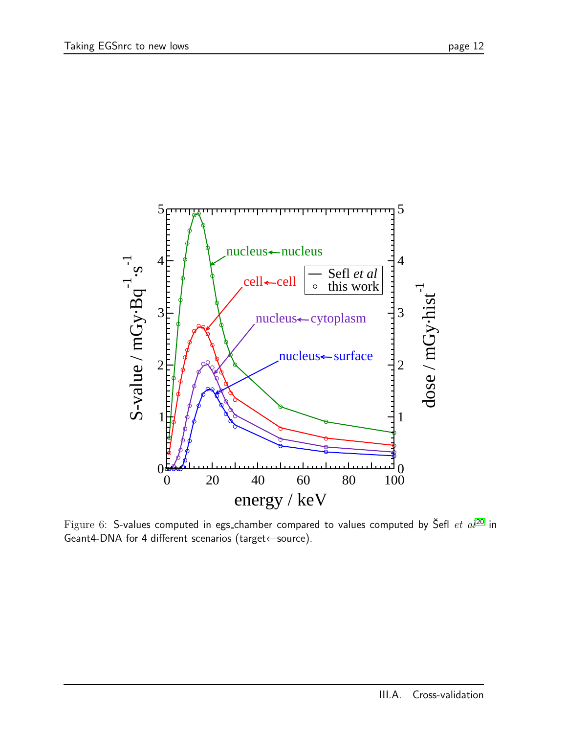Figure 6: S-values computed in egs_chamber compared to values computed by Šefl *et al*[20] in Geant4-DNA for 4 different scenarios (target←source).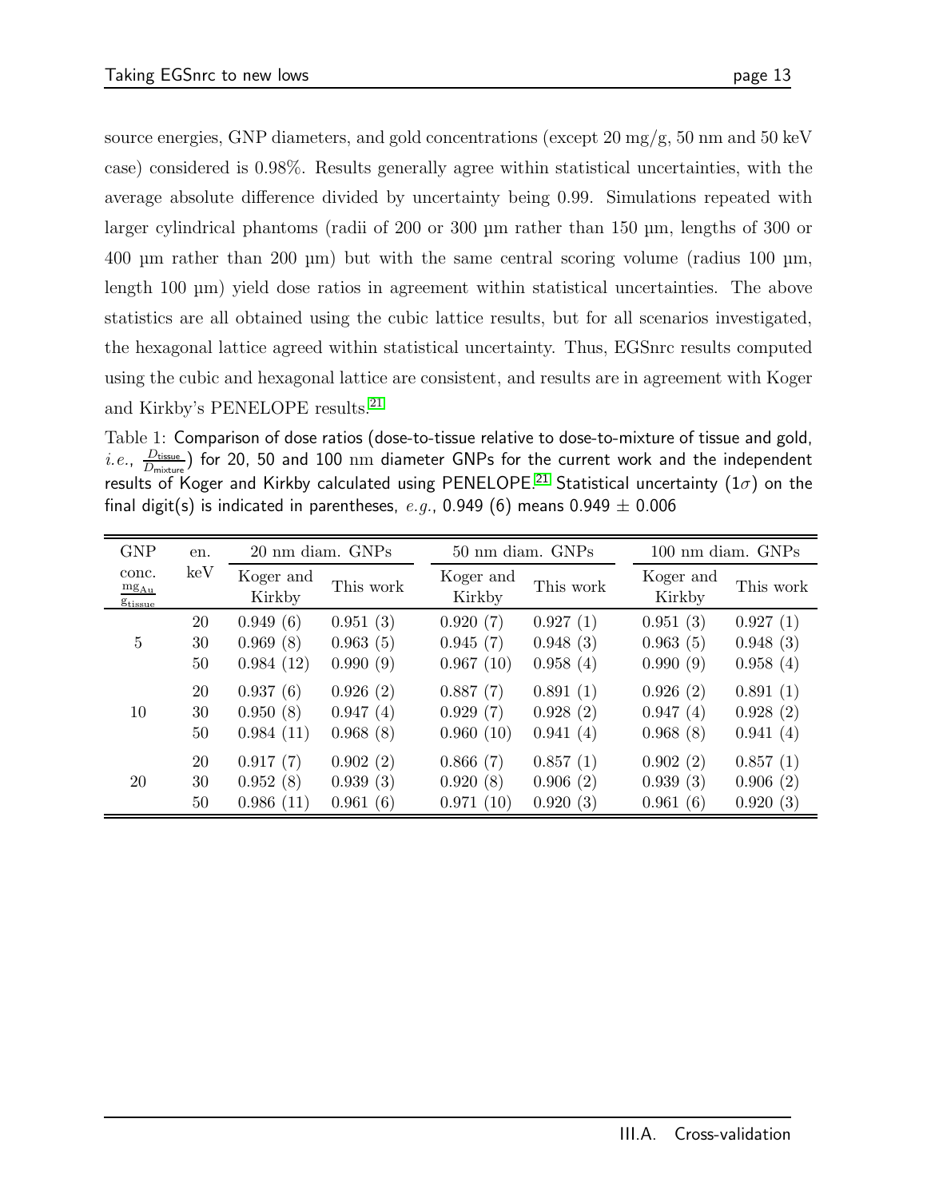source energies, GNP diameters, and gold concentrations (except 20 mg/g, 50 nm and 50 keV case) considered is 0.98%. Results generally agree within statistical uncertainties, with the average absolute difference divided by uncertainty being 0.99. Simulations repeated with larger cylindrical phantoms (radii of 200 or 300 µm rather than 150 µm, lengths of 300 or 400 µm rather than 200 µm) but with the same central scoring volume (radius 100 µm, length 100 µm) yield dose ratios in agreement within statistical uncertainties. The above statistics are all obtained using the cubic lattice results, but for all scenarios investigated, the hexagonal lattice agreed within statistical uncertainty. Thus, EGSnrc results computed using the cubic and hexagonal lattice are consistent, and results are in agreement with Koger and Kirkby's PENELOPE results.[21]

Table 1: Comparison of dose ratios (dose-to-tissue relative to dose-to-mixture of tissue and gold, *i.e.*, $\frac{D_{\text{tissue}}}{D_{\text{mixture}}}$) for 20, 50 and 100 nm diameter GNPs for the current work and the independent results of Koger and Kirkby calculated using PENELOPE.[21] Statistical uncertainty ($1\sigma$) on the final digit(s) is indicated in parentheses, *e.g.*, 0.949 (6) means 0.949 $\pm$ 0.006

| GNP conc. $\frac{\text{mg}_{\text{Au}}}{\text{g}_{\text{tissue}}}$ | en. keV | 20 nm diam. GNPs | | 50 nm diam. GNPs | | 100 nm diam. GNPs | |
|---|---|---|---|---|---|---|---|
| | | Koger and Kirkby | This work | Koger and Kirkby | This work | Koger and Kirkby | This work |
| 5 | 20 | 0.949 (6) | 0.951 (3) | 0.920 (7) | 0.927 (1) | 0.951 (3) | 0.927 (1) |
| | 30 | 0.969 (8) | 0.963 (5) | 0.945 (7) | 0.948 (3) | 0.963 (5) | 0.948 (3) |
| | 50 | 0.984 (12) | 0.990 (9) | 0.967 (10) | 0.958 (4) | 0.990 (9) | 0.958 (4) |
| 10 | 20 | 0.937 (6) | 0.926 (2) | 0.887 (7) | 0.891 (1) | 0.926 (2) | 0.891 (1) |
| | 30 | 0.950 (8) | 0.947 (4) | 0.929 (7) | 0.928 (2) | 0.947 (4) | 0.928 (2) |
| | 50 | 0.984 (11) | 0.968 (8) | 0.960 (10) | 0.941 (4) | 0.968 (8) | 0.941 (4) |
| 20 | 20 | 0.917 (7) | 0.902 (2) | 0.866 (7) | 0.857 (1) | 0.902 (2) | 0.857 (1) |
| | 30 | 0.952 (8) | 0.939 (3) | 0.920 (8) | 0.906 (2) | 0.939 (3) | 0.906 (2) |
| | 50 | 0.986 (11) | 0.961 (6) | 0.971 (10) | 0.920 (3) | 0.961 (6) | 0.920 (3) |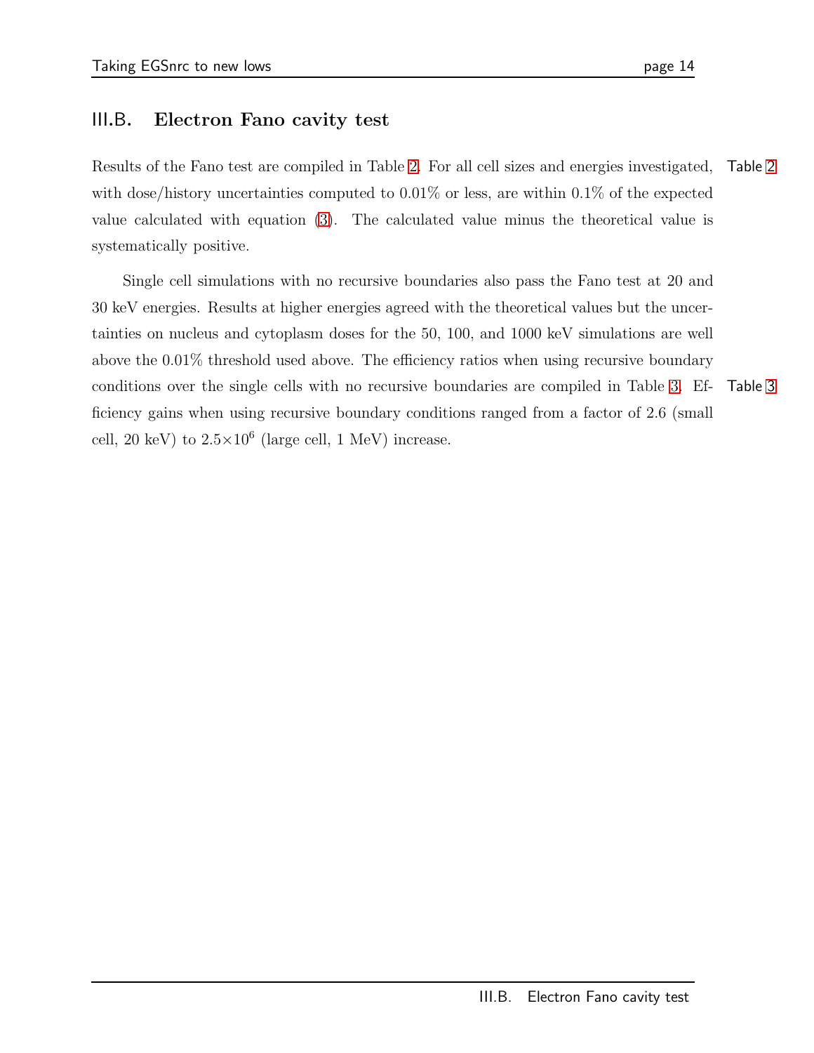## III.B. Electron Fano cavity test

Results of the Fano test are compiled in Table 2. For all cell sizes and energies investigated, with dose/history uncertainties computed to 0.01% or less, are within 0.1% of the expected value calculated with equation (3). The calculated value minus the theoretical value is systematically positive.

Single cell simulations with no recursive boundaries also pass the Fano test at 20 and 30 keV energies. Results at higher energies agreed with the theoretical values but the uncertainties on nucleus and cytoplasm doses for the 50, 100, and 1000 keV simulations are well above the 0.01% threshold used above. The efficiency ratios when using recursive boundary conditions over the single cells with no recursive boundaries are compiled in Table 3. Efficiency gains when using recursive boundary conditions ranged from a factor of 2.6 (small cell, 20 keV) to $2.5{\times}10^6$ (large cell, 1 MeV) increase.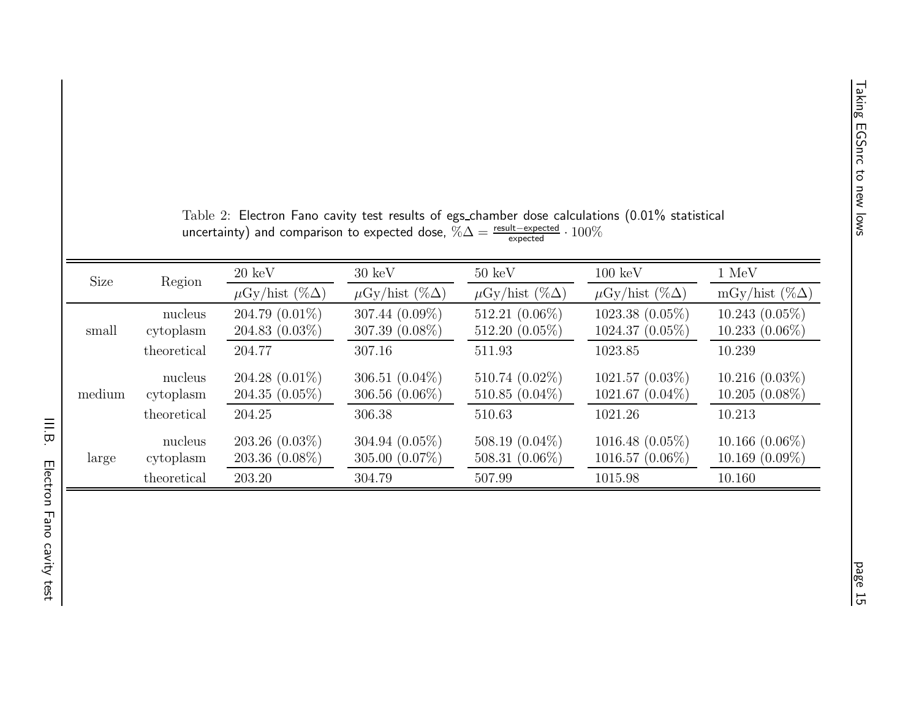Table 2: Electron Fano cavity test results of egs_chamber dose calculations (0.01% statistical uncertainty) and comparison to expected dose, $\%\Delta = \frac{\text{result}-\text{expected}}{\text{expected}} \cdot 100\%$

| Size | Region | 20 keV | 30 keV | 50 keV | 100 keV | 1 MeV |
|---|---|---|---|---|---|---|
| | | $\mu$Gy/hist (%$\Delta$) | $\mu$Gy/hist (%$\Delta$) | $\mu$Gy/hist (%$\Delta$) | $\mu$Gy/hist (%$\Delta$) | mGy/hist (%$\Delta$) |
| small | nucleus | 204.79 (0.01%) | 307.44 (0.09%) | 512.21 (0.06%) | 1023.38 (0.05%) | 10.243 (0.05%) |
| | cytoplasm | 204.83 (0.03%) | 307.39 (0.08%) | 512.20 (0.05%) | 1024.37 (0.05%) | 10.233 (0.06%) |
| | theoretical | 204.77 | 307.16 | 511.93 | 1023.85 | 10.239 |
| medium | nucleus | 204.28 (0.01%) | 306.51 (0.04%) | 510.74 (0.02%) | 1021.57 (0.03%) | 10.216 (0.03%) |
| | cytoplasm | 204.35 (0.05%) | 306.56 (0.06%) | 510.85 (0.04%) | 1021.67 (0.04%) | 10.205 (0.08%) |
| | theoretical | 204.25 | 306.38 | 510.63 | 1021.26 | 10.213 |
| large | nucleus | 203.26 (0.03%) | 304.94 (0.05%) | 508.19 (0.04%) | 1016.48 (0.05%) | 10.166 (0.06%) |
| | cytoplasm | 203.36 (0.08%) | 305.00 (0.07%) | 508.31 (0.06%) | 1016.57 (0.06%) | 10.169 (0.09%) |
| | theoretical | 203.20 | 304.79 | 507.99 | 1015.98 | 10.160 |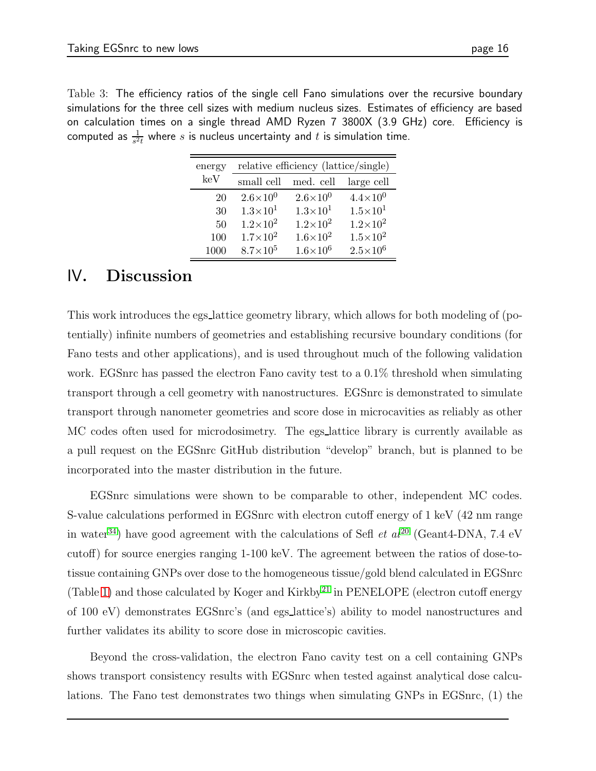Table 3: The efficiency ratios of the single cell Fano simulations over the recursive boundary simulations for the three cell sizes with medium nucleus sizes. Estimates of efficiency are based on calculation times on a single thread AMD Ryzen 7 3800X (3.9 GHz) core. Efficiency is computed as $\frac{1}{s^2 t}$ where $s$ is nucleus uncertainty and $t$ is simulation time.

| energy | relative efficiency (lattice/single) | | |
|---|---|---|---|
| keV | small cell | med. cell | large cell |
| 20 | $2.6\times10^{0}$ | $2.6\times10^{0}$ | $4.4\times10^{0}$ |
| 30 | $1.3\times10^{1}$ | $1.3\times10^{1}$ | $1.5\times10^{1}$ |
| 50 | $1.2\times10^{2}$ | $1.2\times10^{2}$ | $1.2\times10^{2}$ |
| 100 | $1.7\times10^{2}$ | $1.6\times10^{2}$ | $1.5\times10^{2}$ |
| 1000 | $8.7\times10^{5}$ | $1.6\times10^{6}$ | $2.5\times10^{6}$ |

# IV. Discussion

This work introduces the egs_lattice geometry library, which allows for both modeling of (potentially) infinite numbers of geometries and establishing recursive boundary conditions (for Fano tests and other applications), and is used throughout much of the following validation work. EGSnrc has passed the electron Fano cavity test to a 0.1% threshold when simulating transport through a cell geometry with nanostructures. EGSnrc is demonstrated to simulate transport through nanometer geometries and score dose in microcavities as reliably as other MC codes often used for microdosimetry. The egs_lattice library is currently available as a pull request on the EGSnrc GitHub distribution "develop" branch, but is planned to be incorporated into the master distribution in the future.

EGSnrc simulations were shown to be comparable to other, independent MC codes. S-value calculations performed in EGSnrc with electron cutoff energy of 1 keV (42 nm range in water[34]) have good agreement with the calculations of Sefl *et al*[20] (Geant4-DNA, 7.4 eV cutoff) for source energies ranging 1-100 keV. The agreement between the ratios of dose-to-tissue containing GNPs over dose to the homogeneous tissue/gold blend calculated in EGSnrc (Table 1) and those calculated by Koger and Kirkby[21] in PENELOPE (electron cutoff energy of 100 eV) demonstrates EGSnrc's (and egs_lattice's) ability to model nanostructures and further validates its ability to score dose in microscopic cavities.

Beyond the cross-validation, the electron Fano cavity test on a cell containing GNPs shows transport consistency results with EGSnrc when tested against analytical dose calculations. The Fano test demonstrates two things when simulating GNPs in EGSnrc, (1) the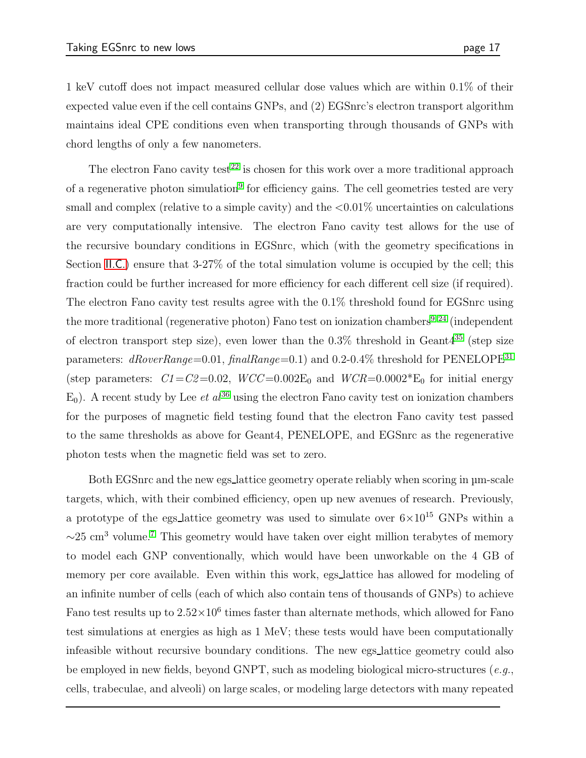1 keV cutoff does not impact measured cellular dose values which are within 0.1% of their expected value even if the cell contains GNPs, and (2) EGSnrc's electron transport algorithm maintains ideal CPE conditions even when transporting through thousands of GNPs with chord lengths of only a few nanometers.

The electron Fano cavity test[22] is chosen for this work over a more traditional approach of a regenerative photon simulation[9] for efficiency gains. The cell geometries tested are very small and complex (relative to a simple cavity) and the <0.01% uncertainties on calculations are very computationally intensive. The electron Fano cavity test allows for the use of the recursive boundary conditions in EGSnrc, which (with the geometry specifications in Section II.C.) ensure that 3-27% of the total simulation volume is occupied by the cell; this fraction could be further increased for more efficiency for each different cell size (if required). The electron Fano cavity test results agree with the 0.1% threshold found for EGSnrc using the more traditional (regenerative photon) Fano test on ionization chambers[9,24] (independent of electron transport step size), even lower than the 0.3% threshold in Geant4[35] (step size parameters: *dRoverRange*=0.01, *finalRange*=0.1) and 0.2-0.4% threshold for PENELOPE[31] (step parameters: *C1*=*C2*=0.02, *WCC*=$0.002\mathrm{E}_0$ and *WCR*=$0.0002^*\mathrm{E}_0$ for initial energy $\mathrm{E}_0$). A recent study by Lee *et al*[36] using the electron Fano cavity test on ionization chambers for the purposes of magnetic field testing found that the electron Fano cavity test passed to the same thresholds as above for Geant4, PENELOPE, and EGSnrc as the regenerative photon tests when the magnetic field was set to zero.

Both EGSnrc and the new egs_lattice geometry operate reliably when scoring in µm-scale targets, which, with their combined efficiency, open up new avenues of research. Previously, a prototype of the egs_lattice geometry was used to simulate over $6\times10^{15}$ GNPs within a $\sim$25 cm$^3$ volume.[7] This geometry would have taken over eight million terabytes of memory to model each GNP conventionally, which would have been unworkable on the 4 GB of memory per core available. Even within this work, egs_lattice has allowed for modeling of an infinite number of cells (each of which also contain tens of thousands of GNPs) to achieve Fano test results up to $2.52\times10^6$ times faster than alternate methods, which allowed for Fano test simulations at energies as high as 1 MeV; these tests would have been computationally infeasible without recursive boundary conditions. The new egs_lattice geometry could also be employed in new fields, beyond GNPT, such as modeling biological micro-structures (*e.g.*, cells, trabeculae, and alveoli) on large scales, or modeling large detectors with many repeated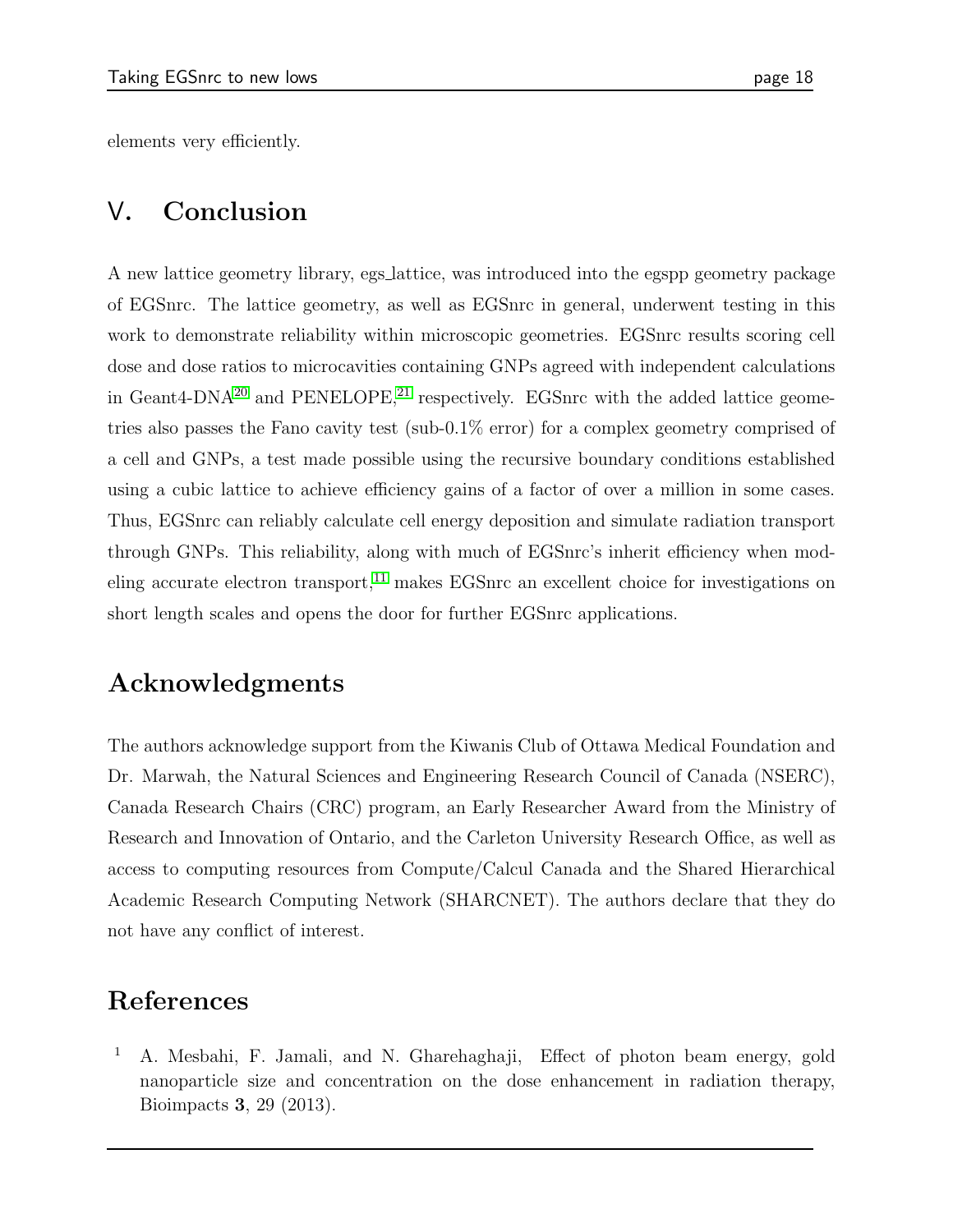elements very efficiently.

## V. Conclusion

A new lattice geometry library, egs_lattice, was introduced into the egspp geometry package of EGSnrc. The lattice geometry, as well as EGSnrc in general, underwent testing in this work to demonstrate reliability within microscopic geometries. EGSnrc results scoring cell dose and dose ratios to microcavities containing GNPs agreed with independent calculations in Geant4-DNA[20] and PENELOPE,[21] respectively. EGSnrc with the added lattice geometries also passes the Fano cavity test (sub-0.1% error) for a complex geometry comprised of a cell and GNPs, a test made possible using the recursive boundary conditions established using a cubic lattice to achieve efficiency gains of a factor of over a million in some cases. Thus, EGSnrc can reliably calculate cell energy deposition and simulate radiation transport through GNPs. This reliability, along with much of EGSnrc's inherit efficiency when modeling accurate electron transport,[11] makes EGSnrc an excellent choice for investigations on short length scales and opens the door for further EGSnrc applications.

## Acknowledgments

The authors acknowledge support from the Kiwanis Club of Ottawa Medical Foundation and Dr. Marwah, the Natural Sciences and Engineering Research Council of Canada (NSERC), Canada Research Chairs (CRC) program, an Early Researcher Award from the Ministry of Research and Innovation of Ontario, and the Carleton University Research Office, as well as access to computing resources from Compute/Calcul Canada and the Shared Hierarchical Academic Research Computing Network (SHARCNET). The authors declare that they do not have any conflict of interest.

## References

1. A. Mesbahi, F. Jamali, and N. Gharehaghaji, Effect of photon beam energy, gold nanoparticle size and concentration on the dose enhancement in radiation therapy, Bioimpacts **3**, 29 (2013).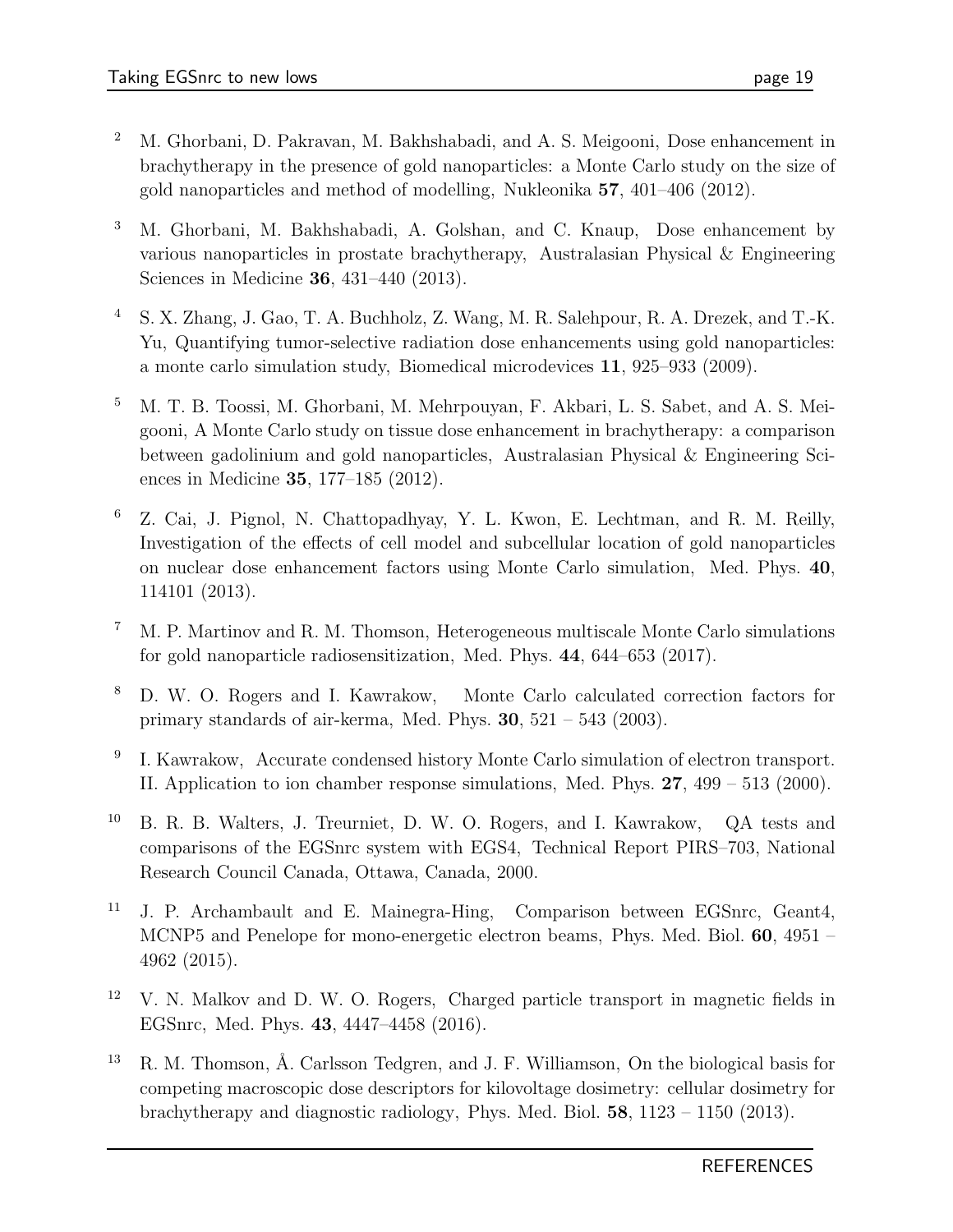[2] M. Ghorbani, D. Pakravan, M. Bakhshabadi, and A. S. Meigooni, Dose enhancement in brachytherapy in the presence of gold nanoparticles: a Monte Carlo study on the size of gold nanoparticles and method of modelling, Nukleonika **57**, 401–406 (2012).

[3] M. Ghorbani, M. Bakhshabadi, A. Golshan, and C. Knaup, Dose enhancement by various nanoparticles in prostate brachytherapy, Australasian Physical & Engineering Sciences in Medicine **36**, 431–440 (2013).

[4] S. X. Zhang, J. Gao, T. A. Buchholz, Z. Wang, M. R. Salehpour, R. A. Drezek, and T.-K. Yu, Quantifying tumor-selective radiation dose enhancements using gold nanoparticles: a monte carlo simulation study, Biomedical microdevices **11**, 925–933 (2009).

[5] M. T. B. Toossi, M. Ghorbani, M. Mehrpouyan, F. Akbari, L. S. Sabet, and A. S. Meigooni, A Monte Carlo study on tissue dose enhancement in brachytherapy: a comparison between gadolinium and gold nanoparticles, Australasian Physical & Engineering Sciences in Medicine **35**, 177–185 (2012).

[6] Z. Cai, J. Pignol, N. Chattopadhyay, Y. L. Kwon, E. Lechtman, and R. M. Reilly, Investigation of the effects of cell model and subcellular location of gold nanoparticles on nuclear dose enhancement factors using Monte Carlo simulation, Med. Phys. **40**, 114101 (2013).

[7] M. P. Martinov and R. M. Thomson, Heterogeneous multiscale Monte Carlo simulations for gold nanoparticle radiosensitization, Med. Phys. **44**, 644–653 (2017).

[8] D. W. O. Rogers and I. Kawrakow, Monte Carlo calculated correction factors for primary standards of air-kerma, Med. Phys. **30**, 521 – 543 (2003).

[9] I. Kawrakow, Accurate condensed history Monte Carlo simulation of electron transport. II. Application to ion chamber response simulations, Med. Phys. **27**, 499 – 513 (2000).

[10] B. R. B. Walters, J. Treurniet, D. W. O. Rogers, and I. Kawrakow, QA tests and comparisons of the EGSnrc system with EGS4, Technical Report PIRS–703, National Research Council Canada, Ottawa, Canada, 2000.

[11] J. P. Archambault and E. Mainegra-Hing, Comparison between EGSnrc, Geant4, MCNP5 and Penelope for mono-energetic electron beams, Phys. Med. Biol. **60**, 4951 – 4962 (2015).

[12] V. N. Malkov and D. W. O. Rogers, Charged particle transport in magnetic fields in EGSnrc, Med. Phys. **43**, 4447–4458 (2016).

[13] R. M. Thomson, Å. Carlsson Tedgren, and J. F. Williamson, On the biological basis for competing macroscopic dose descriptors for kilovoltage dosimetry: cellular dosimetry for brachytherapy and diagnostic radiology, Phys. Med. Biol. **58**, 1123 – 1150 (2013).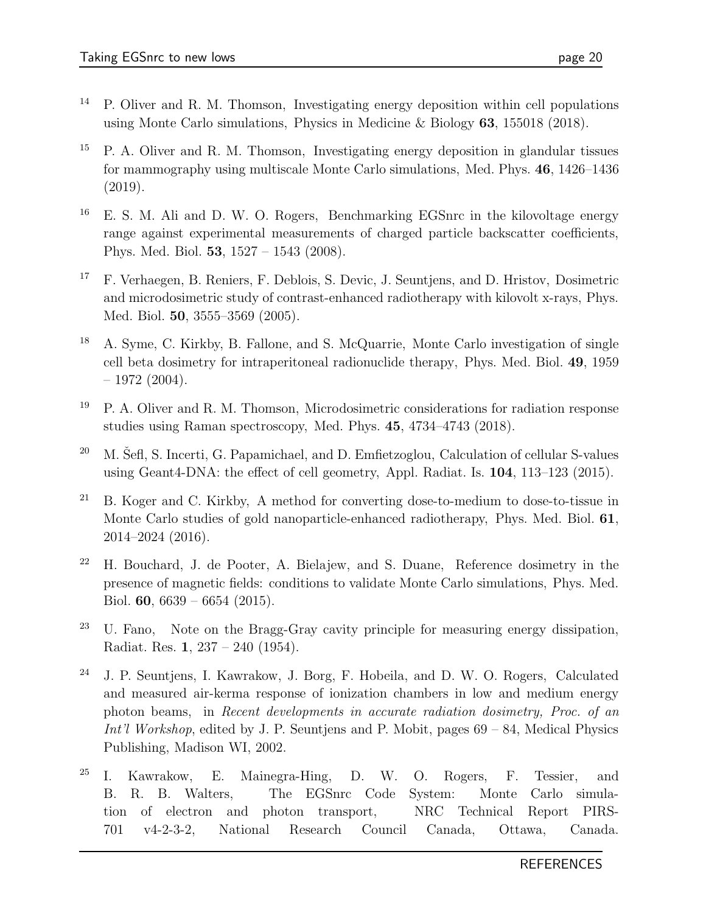[14] P. Oliver and R. M. Thomson, Investigating energy deposition within cell populations using Monte Carlo simulations, Physics in Medicine & Biology **63**, 155018 (2018).

[15] P. A. Oliver and R. M. Thomson, Investigating energy deposition in glandular tissues for mammography using multiscale Monte Carlo simulations, Med. Phys. **46**, 1426–1436 (2019).

[16] E. S. M. Ali and D. W. O. Rogers, Benchmarking EGSnrc in the kilovoltage energy range against experimental measurements of charged particle backscatter coefficients, Phys. Med. Biol. **53**, 1527 – 1543 (2008).

[17] F. Verhaegen, B. Reniers, F. Deblois, S. Devic, J. Seuntjens, and D. Hristov, Dosimetric and microdosimetric study of contrast-enhanced radiotherapy with kilovolt x-rays, Phys. Med. Biol. **50**, 3555–3569 (2005).

[18] A. Syme, C. Kirkby, B. Fallone, and S. McQuarrie, Monte Carlo investigation of single cell beta dosimetry for intraperitoneal radionuclide therapy, Phys. Med. Biol. **49**, 1959 – 1972 (2004).

[19] P. A. Oliver and R. M. Thomson, Microdosimetric considerations for radiation response studies using Raman spectroscopy, Med. Phys. **45**, 4734–4743 (2018).

[20] M. Šefl, S. Incerti, G. Papamichael, and D. Emfietzoglou, Calculation of cellular S-values using Geant4-DNA: the effect of cell geometry, Appl. Radiat. Is. **104**, 113–123 (2015).

[21] B. Koger and C. Kirkby, A method for converting dose-to-medium to dose-to-tissue in Monte Carlo studies of gold nanoparticle-enhanced radiotherapy, Phys. Med. Biol. **61**, 2014–2024 (2016).

[22] H. Bouchard, J. de Pooter, A. Bielajew, and S. Duane, Reference dosimetry in the presence of magnetic fields: conditions to validate Monte Carlo simulations, Phys. Med. Biol. **60**, 6639 – 6654 (2015).

[23] U. Fano, Note on the Bragg-Gray cavity principle for measuring energy dissipation, Radiat. Res. **1**, 237 – 240 (1954).

[24] J. P. Seuntjens, I. Kawrakow, J. Borg, F. Hobeila, and D. W. O. Rogers, Calculated and measured air-kerma response of ionization chambers in low and medium energy photon beams, in *Recent developments in accurate radiation dosimetry, Proc. of an Int'l Workshop*, edited by J. P. Seuntjens and P. Mobit, pages 69 – 84, Medical Physics Publishing, Madison WI, 2002.

[25] I. Kawrakow, E. Mainegra-Hing, D. W. O. Rogers, F. Tessier, and B. R. B. Walters, The EGSnrc Code System: Monte Carlo simulation of electron and photon transport, NRC Technical Report PIRS-701 v4-2-3-2, National Research Council Canada, Ottawa, Canada.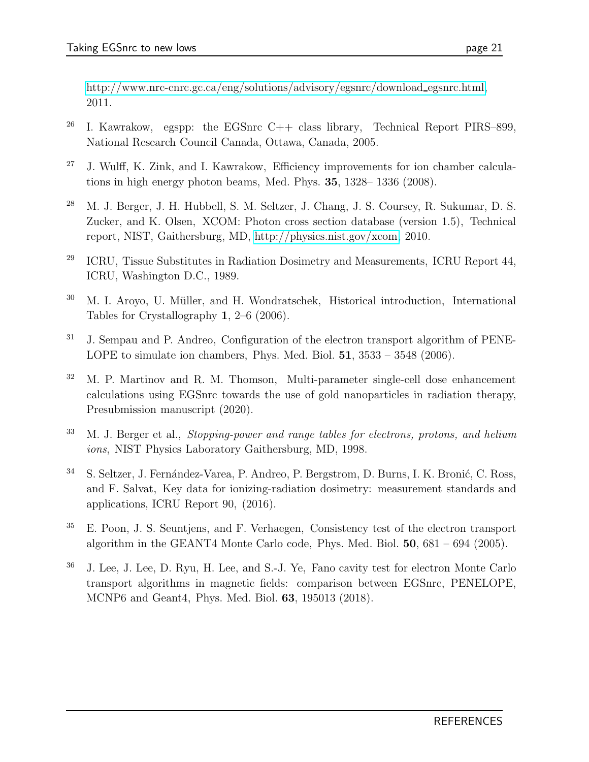http://www.nrc-cnrc.gc.ca/eng/solutions/advisory/egsnrc/download_egsnrc.html, 2011.

[26] I. Kawrakow, egspp: the EGSnrc C++ class library, Technical Report PIRS–899, National Research Council Canada, Ottawa, Canada, 2005.

[27] J. Wulff, K. Zink, and I. Kawrakow, Efficiency improvements for ion chamber calculations in high energy photon beams, Med. Phys. **35**, 1328– 1336 (2008).

[28] M. J. Berger, J. H. Hubbell, S. M. Seltzer, J. Chang, J. S. Coursey, R. Sukumar, D. S. Zucker, and K. Olsen, XCOM: Photon cross section database (version 1.5), Technical report, NIST, Gaithersburg, MD, http://physics.nist.gov/xcom, 2010.

[29] ICRU, Tissue Substitutes in Radiation Dosimetry and Measurements, ICRU Report 44, ICRU, Washington D.C., 1989.

[30] M. I. Aroyo, U. Müller, and H. Wondratschek, Historical introduction, International Tables for Crystallography **1**, 2–6 (2006).

[31] J. Sempau and P. Andreo, Configuration of the electron transport algorithm of PENELOPE to simulate ion chambers, Phys. Med. Biol. **51**, 3533 – 3548 (2006).

[32] M. P. Martinov and R. M. Thomson, Multi-parameter single-cell dose enhancement calculations using EGSnrc towards the use of gold nanoparticles in radiation therapy, Presubmission manuscript (2020).

[33] M. J. Berger et al., *Stopping-power and range tables for electrons, protons, and helium ions*, NIST Physics Laboratory Gaithersburg, MD, 1998.

[34] S. Seltzer, J. Fernández-Varea, P. Andreo, P. Bergstrom, D. Burns, I. K. Bronić, C. Ross, and F. Salvat, Key data for ionizing-radiation dosimetry: measurement standards and applications, ICRU Report 90, (2016).

[35] E. Poon, J. S. Seuntjens, and F. Verhaegen, Consistency test of the electron transport algorithm in the GEANT4 Monte Carlo code, Phys. Med. Biol. **50**, 681 – 694 (2005).

[36] J. Lee, J. Lee, D. Ryu, H. Lee, and S.-J. Ye, Fano cavity test for electron Monte Carlo transport algorithms in magnetic fields: comparison between EGSnrc, PENELOPE, MCNP6 and Geant4, Phys. Med. Biol. **63**, 195013 (2018).